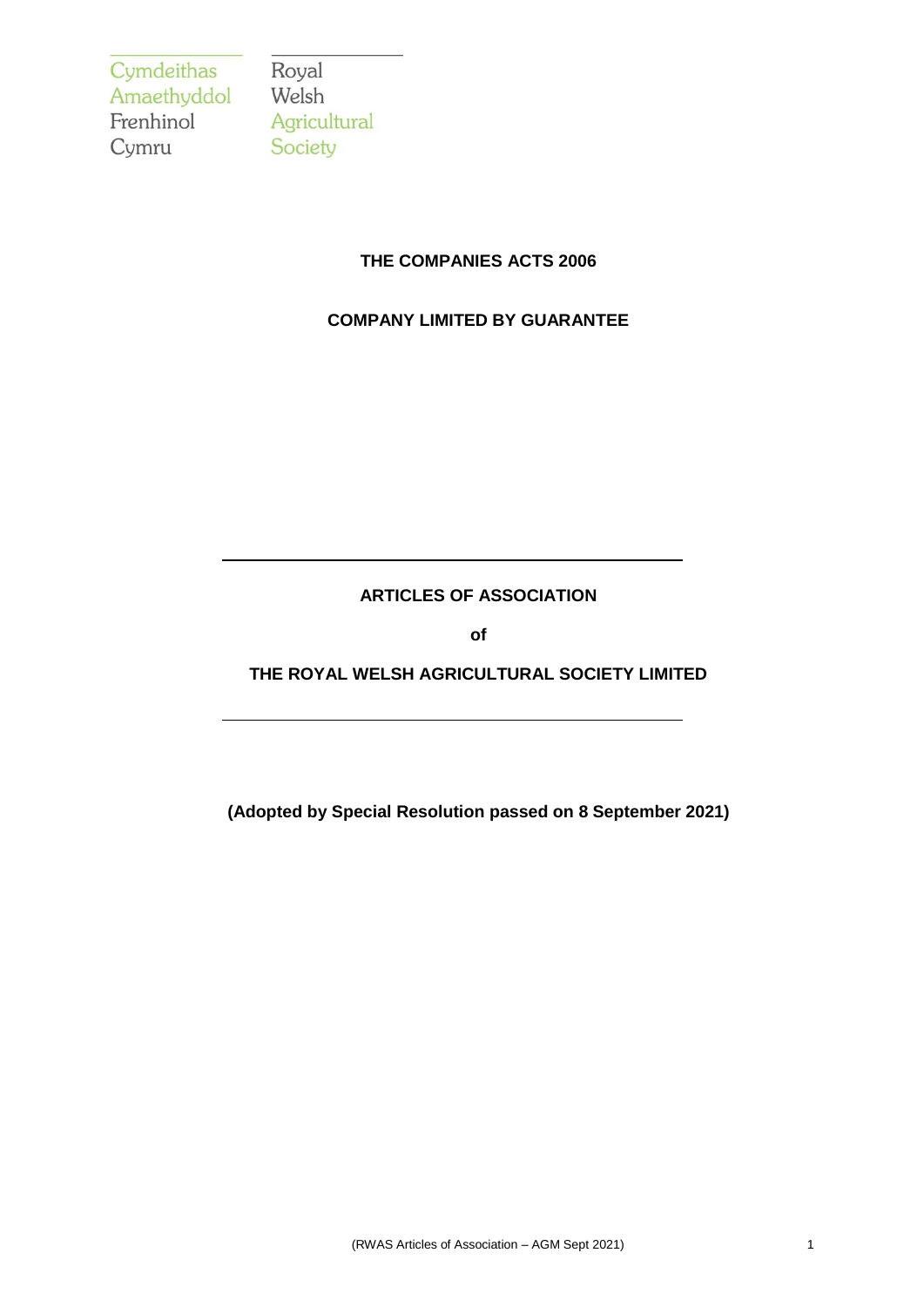Cymdeithas Amaethyddol Frenhinol Cymru

Royal Welsh Agricultural Society

**THE COMPANIES ACTS 2006**

**COMPANY LIMITED BY GUARANTEE**

# ARTICLES OF ASSOCIATION

**of**

# THE ROYAL WELSH AGRICULTURAL SOCIETY LIMITED

**(Adopted by Special Resolution passed on 8 September 2021)**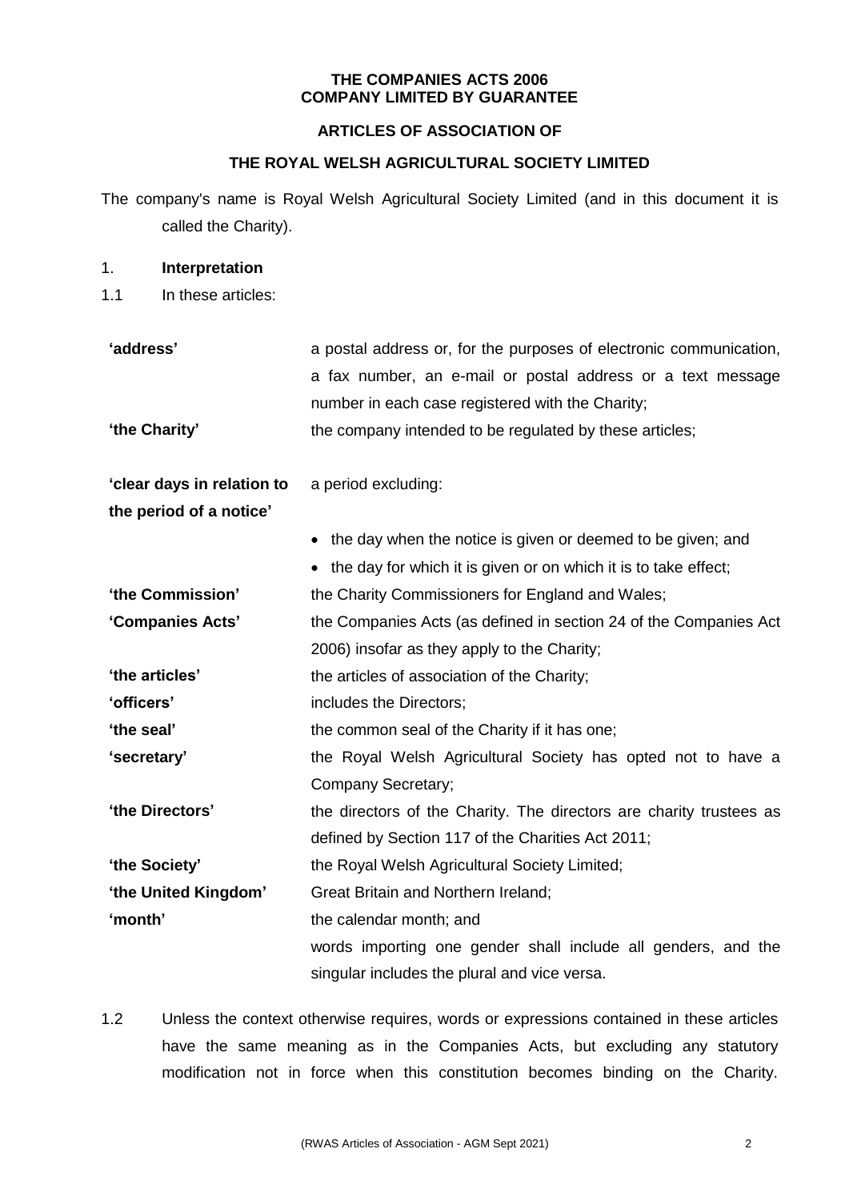**THE COMPANIES ACTS 2006**
**COMPANY LIMITED BY GUARANTEE**

**ARTICLES OF ASSOCIATION OF**

**THE ROYAL WELSH AGRICULTURAL SOCIETY LIMITED**

The company's name is Royal Welsh Agricultural Society Limited (and in this document it is called the Charity).

1. **Interpretation**

1.1 In these articles:

| | |
|---|---|
| **'address'** | a postal address or, for the purposes of electronic communication, a fax number, an e-mail or postal address or a text message number in each case registered with the Charity; |
| **'the Charity'** | the company intended to be regulated by these articles; |
| **'clear days in relation to the period of a notice'** | a period excluding:<br>• the day when the notice is given or deemed to be given; and<br>• the day for which it is given or on which it is to take effect; |
| **'the Commission'** | the Charity Commissioners for England and Wales; |
| **'Companies Acts'** | the Companies Acts (as defined in section 24 of the Companies Act 2006) insofar as they apply to the Charity; |
| **'the articles'** | the articles of association of the Charity; |
| **'officers'** | includes the Directors; |
| **'the seal'** | the common seal of the Charity if it has one; |
| **'secretary'** | the Royal Welsh Agricultural Society has opted not to have a Company Secretary; |
| **'the Directors'** | the directors of the Charity. The directors are charity trustees as defined by Section 117 of the Charities Act 2011; |
| **'the Society'** | the Royal Welsh Agricultural Society Limited; |
| **'the United Kingdom'** | Great Britain and Northern Ireland; |
| **'month'** | the calendar month; and |
| | words importing one gender shall include all genders, and the singular includes the plural and vice versa. |

1.2 Unless the context otherwise requires, words or expressions contained in these articles have the same meaning as in the Companies Acts, but excluding any statutory modification not in force when this constitution becomes binding on the Charity.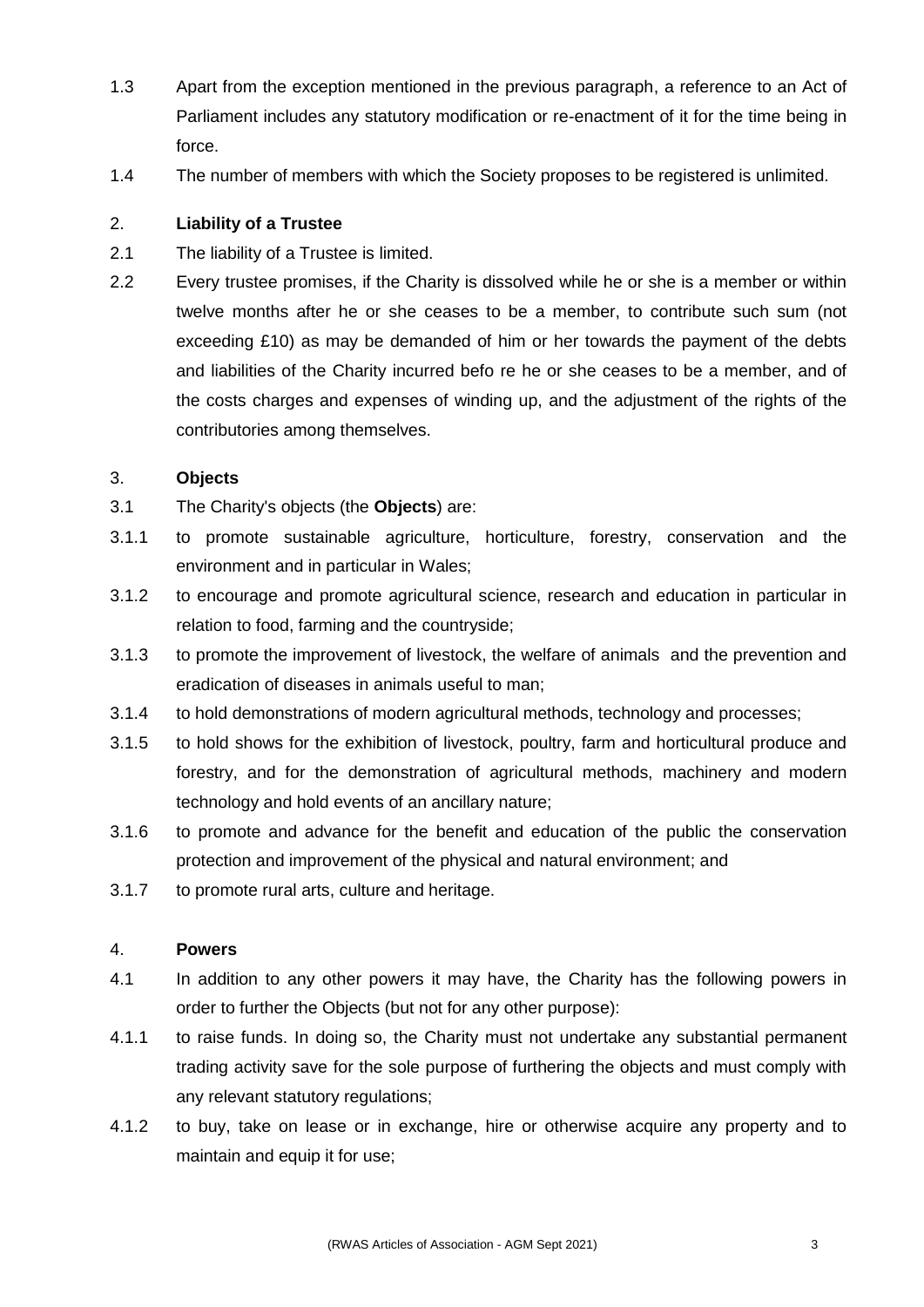1.3 Apart from the exception mentioned in the previous paragraph, a reference to an Act of Parliament includes any statutory modification or re-enactment of it for the time being in force.

1.4 The number of members with which the Society proposes to be registered is unlimited.

## 2. Liability of a Trustee

2.1 The liability of a Trustee is limited.

2.2 Every trustee promises, if the Charity is dissolved while he or she is a member or within twelve months after he or she ceases to be a member, to contribute such sum (not exceeding £10) as may be demanded of him or her towards the payment of the debts and liabilities of the Charity incurred befo re he or she ceases to be a member, and of the costs charges and expenses of winding up, and the adjustment of the rights of the contributories among themselves.

## 3. Objects

3.1 The Charity's objects (the **Objects**) are:

3.1.1 to promote sustainable agriculture, horticulture, forestry, conservation and the environment and in particular in Wales;

3.1.2 to encourage and promote agricultural science, research and education in particular in relation to food, farming and the countryside;

3.1.3 to promote the improvement of livestock, the welfare of animals and the prevention and eradication of diseases in animals useful to man;

3.1.4 to hold demonstrations of modern agricultural methods, technology and processes;

3.1.5 to hold shows for the exhibition of livestock, poultry, farm and horticultural produce and forestry, and for the demonstration of agricultural methods, machinery and modern technology and hold events of an ancillary nature;

3.1.6 to promote and advance for the benefit and education of the public the conservation protection and improvement of the physical and natural environment; and

3.1.7 to promote rural arts, culture and heritage.

## 4. Powers

4.1 In addition to any other powers it may have, the Charity has the following powers in order to further the Objects (but not for any other purpose):

4.1.1 to raise funds. In doing so, the Charity must not undertake any substantial permanent trading activity save for the sole purpose of furthering the objects and must comply with any relevant statutory regulations;

4.1.2 to buy, take on lease or in exchange, hire or otherwise acquire any property and to maintain and equip it for use;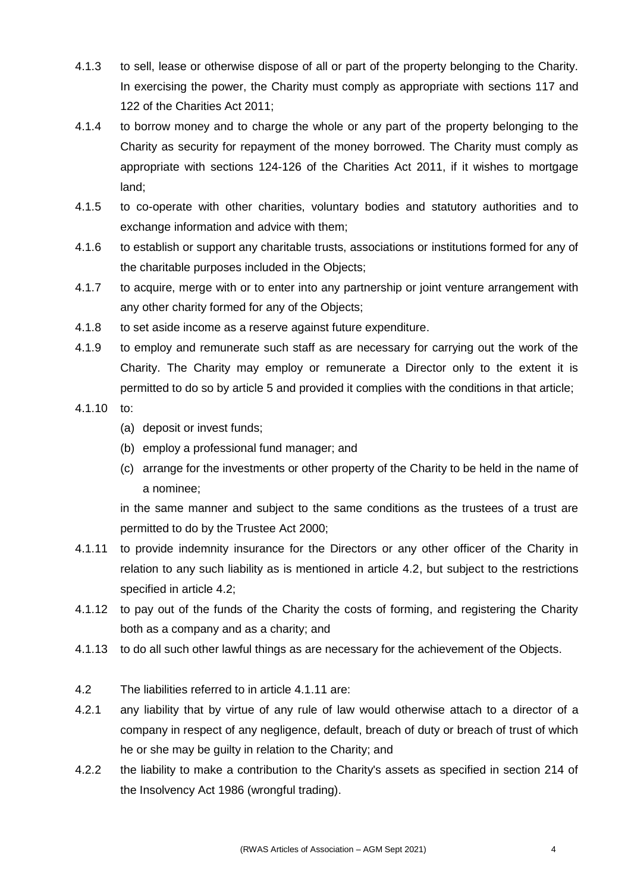4.1.3 to sell, lease or otherwise dispose of all or part of the property belonging to the Charity. In exercising the power, the Charity must comply as appropriate with sections 117 and 122 of the Charities Act 2011;

4.1.4 to borrow money and to charge the whole or any part of the property belonging to the Charity as security for repayment of the money borrowed. The Charity must comply as appropriate with sections 124-126 of the Charities Act 2011, if it wishes to mortgage land;

4.1.5 to co-operate with other charities, voluntary bodies and statutory authorities and to exchange information and advice with them;

4.1.6 to establish or support any charitable trusts, associations or institutions formed for any of the charitable purposes included in the Objects;

4.1.7 to acquire, merge with or to enter into any partnership or joint venture arrangement with any other charity formed for any of the Objects;

4.1.8 to set aside income as a reserve against future expenditure.

4.1.9 to employ and remunerate such staff as are necessary for carrying out the work of the Charity. The Charity may employ or remunerate a Director only to the extent it is permitted to do so by article 5 and provided it complies with the conditions in that article;

4.1.10 to:

(a) deposit or invest funds;

(b) employ a professional fund manager; and

(c) arrange for the investments or other property of the Charity to be held in the name of a nominee;

in the same manner and subject to the same conditions as the trustees of a trust are permitted to do by the Trustee Act 2000;

4.1.11 to provide indemnity insurance for the Directors or any other officer of the Charity in relation to any such liability as is mentioned in article 4.2, but subject to the restrictions specified in article 4.2;

4.1.12 to pay out of the funds of the Charity the costs of forming, and registering the Charity both as a company and as a charity; and

4.1.13 to do all such other lawful things as are necessary for the achievement of the Objects.

4.2 The liabilities referred to in article 4.1.11 are:

4.2.1 any liability that by virtue of any rule of law would otherwise attach to a director of a company in respect of any negligence, default, breach of duty or breach of trust of which he or she may be guilty in relation to the Charity; and

4.2.2 the liability to make a contribution to the Charity's assets as specified in section 214 of the Insolvency Act 1986 (wrongful trading).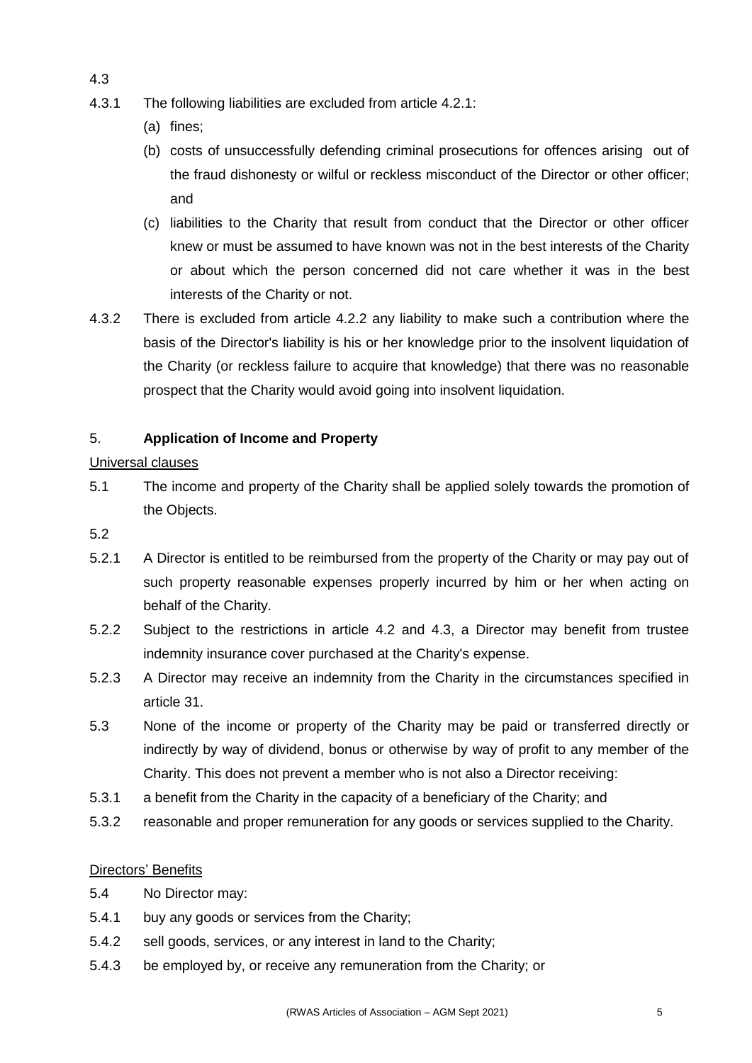4.3

4.3.1 The following liabilities are excluded from article 4.2.1:

(a) fines;

(b) costs of unsuccessfully defending criminal prosecutions for offences arising out of the fraud dishonesty or wilful or reckless misconduct of the Director or other officer; and

(c) liabilities to the Charity that result from conduct that the Director or other officer knew or must be assumed to have known was not in the best interests of the Charity or about which the person concerned did not care whether it was in the best interests of the Charity or not.

4.3.2 There is excluded from article 4.2.2 any liability to make such a contribution where the basis of the Director's liability is his or her knowledge prior to the insolvent liquidation of the Charity (or reckless failure to acquire that knowledge) that there was no reasonable prospect that the Charity would avoid going into insolvent liquidation.

5. **Application of Income and Property**

Universal clauses

5.1 The income and property of the Charity shall be applied solely towards the promotion of the Objects.

5.2

5.2.1 A Director is entitled to be reimbursed from the property of the Charity or may pay out of such property reasonable expenses properly incurred by him or her when acting on behalf of the Charity.

5.2.2 Subject to the restrictions in article 4.2 and 4.3, a Director may benefit from trustee indemnity insurance cover purchased at the Charity's expense.

5.2.3 A Director may receive an indemnity from the Charity in the circumstances specified in article 31.

5.3 None of the income or property of the Charity may be paid or transferred directly or indirectly by way of dividend, bonus or otherwise by way of profit to any member of the Charity. This does not prevent a member who is not also a Director receiving:

5.3.1 a benefit from the Charity in the capacity of a beneficiary of the Charity; and

5.3.2 reasonable and proper remuneration for any goods or services supplied to the Charity.

Directors' Benefits

5.4 No Director may:

5.4.1 buy any goods or services from the Charity;

5.4.2 sell goods, services, or any interest in land to the Charity;

5.4.3 be employed by, or receive any remuneration from the Charity; or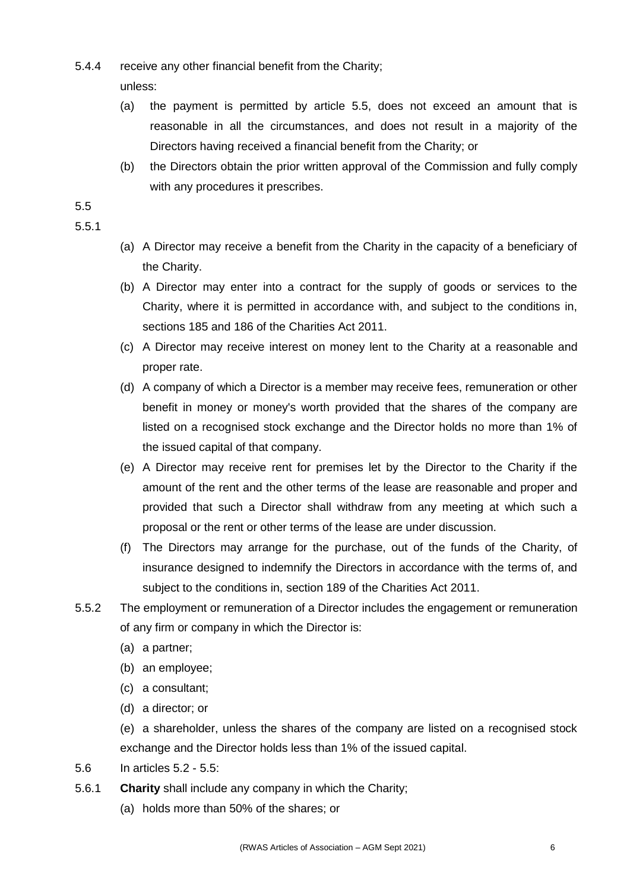5.4.4 receive any other financial benefit from the Charity;

unless:

(a) the payment is permitted by article 5.5, does not exceed an amount that is reasonable in all the circumstances, and does not result in a majority of the Directors having received a financial benefit from the Charity; or

(b) the Directors obtain the prior written approval of the Commission and fully comply with any procedures it prescribes.

5.5

5.5.1

(a) A Director may receive a benefit from the Charity in the capacity of a beneficiary of the Charity.

(b) A Director may enter into a contract for the supply of goods or services to the Charity, where it is permitted in accordance with, and subject to the conditions in, sections 185 and 186 of the Charities Act 2011.

(c) A Director may receive interest on money lent to the Charity at a reasonable and proper rate.

(d) A company of which a Director is a member may receive fees, remuneration or other benefit in money or money's worth provided that the shares of the company are listed on a recognised stock exchange and the Director holds no more than 1% of the issued capital of that company.

(e) A Director may receive rent for premises let by the Director to the Charity if the amount of the rent and the other terms of the lease are reasonable and proper and provided that such a Director shall withdraw from any meeting at which such a proposal or the rent or other terms of the lease are under discussion.

(f) The Directors may arrange for the purchase, out of the funds of the Charity, of insurance designed to indemnify the Directors in accordance with the terms of, and subject to the conditions in, section 189 of the Charities Act 2011.

5.5.2 The employment or remuneration of a Director includes the engagement or remuneration of any firm or company in which the Director is:

(a) a partner;

(b) an employee;

(c) a consultant;

(d) a director; or

(e) a shareholder, unless the shares of the company are listed on a recognised stock exchange and the Director holds less than 1% of the issued capital.

5.6 In articles 5.2 - 5.5:

5.6.1 **Charity** shall include any company in which the Charity;

(a) holds more than 50% of the shares; or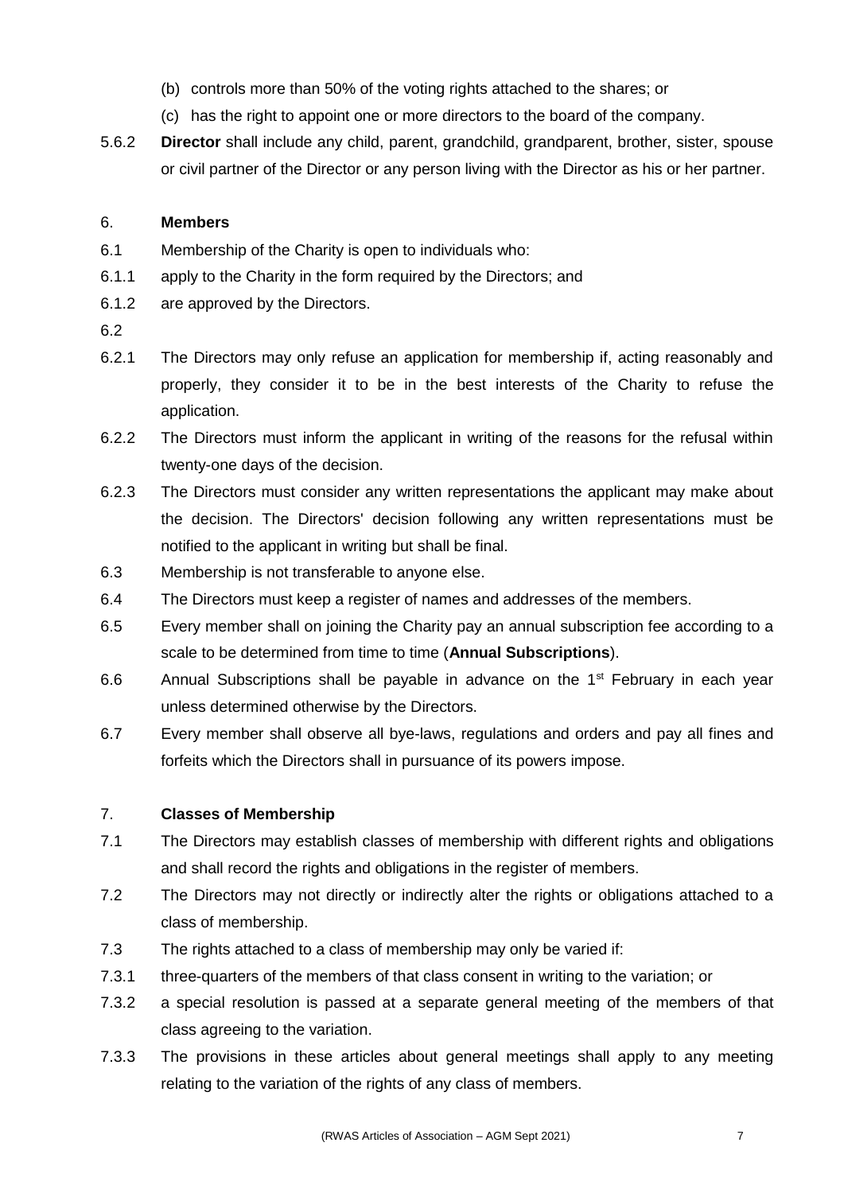(b) controls more than 50% of the voting rights attached to the shares; or

(c) has the right to appoint one or more directors to the board of the company.

5.6.2 **Director** shall include any child, parent, grandchild, grandparent, brother, sister, spouse or civil partner of the Director or any person living with the Director as his or her partner.

## 6. Members

6.1 Membership of the Charity is open to individuals who:

6.1.1 apply to the Charity in the form required by the Directors; and

6.1.2 are approved by the Directors.

6.2

6.2.1 The Directors may only refuse an application for membership if, acting reasonably and properly, they consider it to be in the best interests of the Charity to refuse the application.

6.2.2 The Directors must inform the applicant in writing of the reasons for the refusal within twenty-one days of the decision.

6.2.3 The Directors must consider any written representations the applicant may make about the decision. The Directors' decision following any written representations must be notified to the applicant in writing but shall be final.

6.3 Membership is not transferable to anyone else.

6.4 The Directors must keep a register of names and addresses of the members.

6.5 Every member shall on joining the Charity pay an annual subscription fee according to a scale to be determined from time to time (**Annual Subscriptions**).

6.6 Annual Subscriptions shall be payable in advance on the 1st February in each year unless determined otherwise by the Directors.

6.7 Every member shall observe all bye-laws, regulations and orders and pay all fines and forfeits which the Directors shall in pursuance of its powers impose.

## 7. Classes of Membership

7.1 The Directors may establish classes of membership with different rights and obligations and shall record the rights and obligations in the register of members.

7.2 The Directors may not directly or indirectly alter the rights or obligations attached to a class of membership.

7.3 The rights attached to a class of membership may only be varied if:

7.3.1 three-quarters of the members of that class consent in writing to the variation; or

7.3.2 a special resolution is passed at a separate general meeting of the members of that class agreeing to the variation.

7.3.3 The provisions in these articles about general meetings shall apply to any meeting relating to the variation of the rights of any class of members.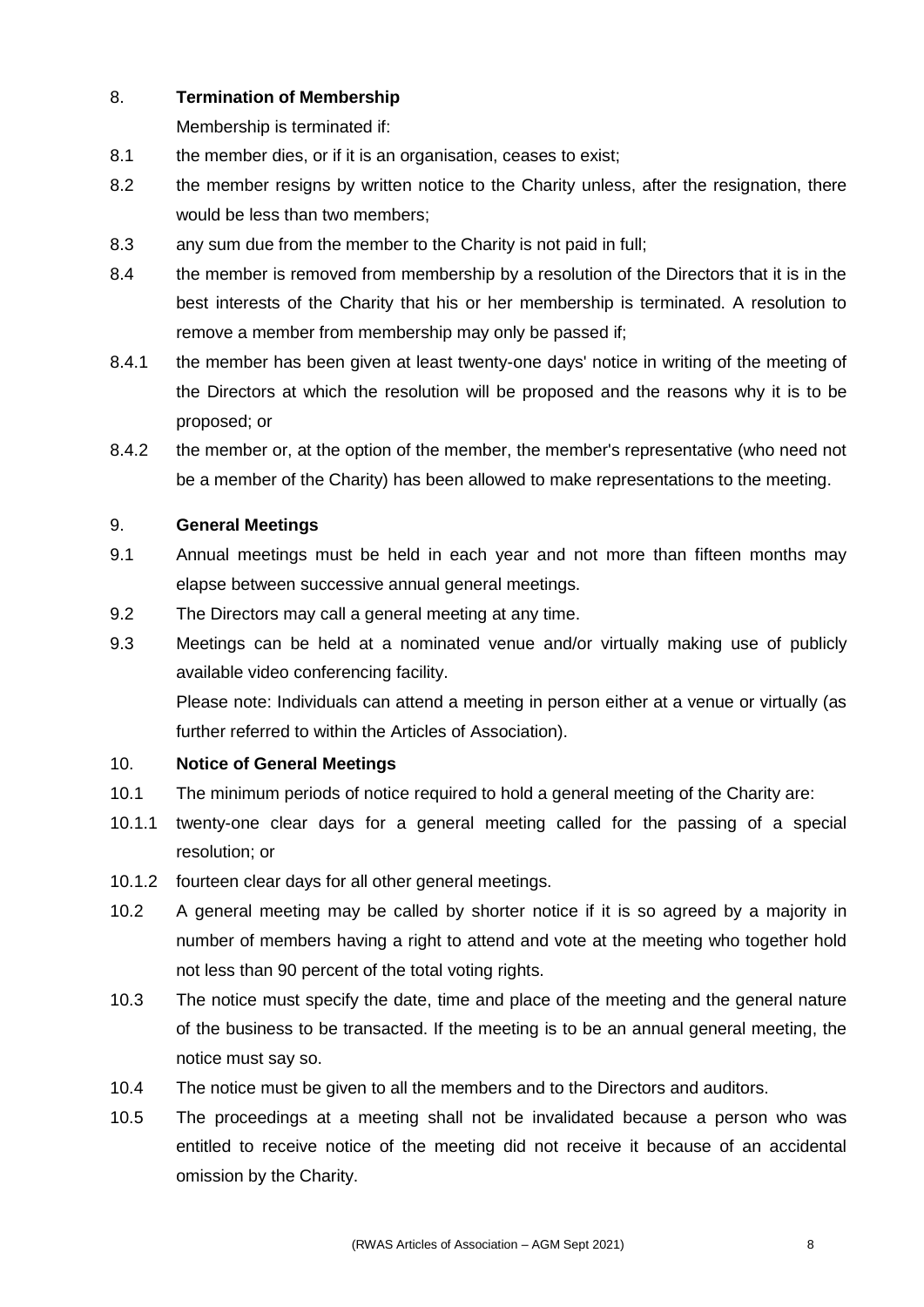8. **Termination of Membership**

Membership is terminated if:

8.1 the member dies, or if it is an organisation, ceases to exist;

8.2 the member resigns by written notice to the Charity unless, after the resignation, there would be less than two members;

8.3 any sum due from the member to the Charity is not paid in full;

8.4 the member is removed from membership by a resolution of the Directors that it is in the best interests of the Charity that his or her membership is terminated. A resolution to remove a member from membership may only be passed if;

8.4.1 the member has been given at least twenty-one days' notice in writing of the meeting of the Directors at which the resolution will be proposed and the reasons why it is to be proposed; or

8.4.2 the member or, at the option of the member, the member's representative (who need not be a member of the Charity) has been allowed to make representations to the meeting.

9. **General Meetings**

9.1 Annual meetings must be held in each year and not more than fifteen months may elapse between successive annual general meetings.

9.2 The Directors may call a general meeting at any time.

9.3 Meetings can be held at a nominated venue and/or virtually making use of publicly available video conferencing facility.

Please note: Individuals can attend a meeting in person either at a venue or virtually (as further referred to within the Articles of Association).

10. **Notice of General Meetings**

10.1 The minimum periods of notice required to hold a general meeting of the Charity are:

10.1.1 twenty-one clear days for a general meeting called for the passing of a special resolution; or

10.1.2 fourteen clear days for all other general meetings.

10.2 A general meeting may be called by shorter notice if it is so agreed by a majority in number of members having a right to attend and vote at the meeting who together hold not less than 90 percent of the total voting rights.

10.3 The notice must specify the date, time and place of the meeting and the general nature of the business to be transacted. If the meeting is to be an annual general meeting, the notice must say so.

10.4 The notice must be given to all the members and to the Directors and auditors.

10.5 The proceedings at a meeting shall not be invalidated because a person who was entitled to receive notice of the meeting did not receive it because of an accidental omission by the Charity.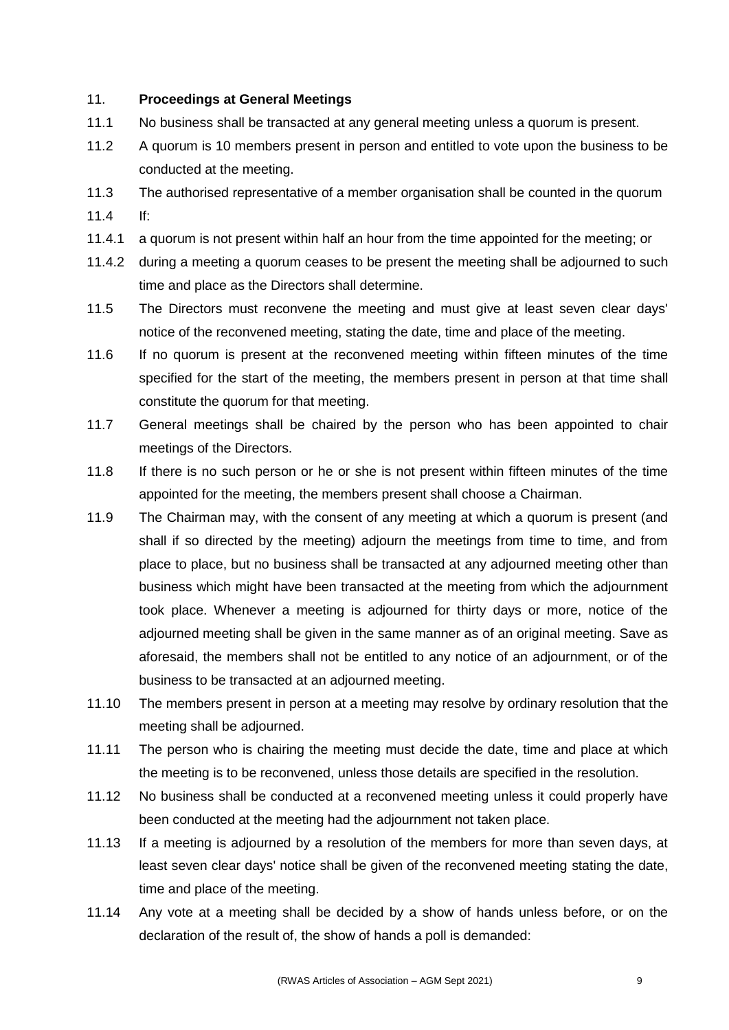## 11. **Proceedings at General Meetings**

11.1 No business shall be transacted at any general meeting unless a quorum is present.

11.2 A quorum is 10 members present in person and entitled to vote upon the business to be conducted at the meeting.

11.3 The authorised representative of a member organisation shall be counted in the quorum

11.4 If:

11.4.1 a quorum is not present within half an hour from the time appointed for the meeting; or

11.4.2 during a meeting a quorum ceases to be present the meeting shall be adjourned to such time and place as the Directors shall determine.

11.5 The Directors must reconvene the meeting and must give at least seven clear days' notice of the reconvened meeting, stating the date, time and place of the meeting.

11.6 If no quorum is present at the reconvened meeting within fifteen minutes of the time specified for the start of the meeting, the members present in person at that time shall constitute the quorum for that meeting.

11.7 General meetings shall be chaired by the person who has been appointed to chair meetings of the Directors.

11.8 If there is no such person or he or she is not present within fifteen minutes of the time appointed for the meeting, the members present shall choose a Chairman.

11.9 The Chairman may, with the consent of any meeting at which a quorum is present (and shall if so directed by the meeting) adjourn the meetings from time to time, and from place to place, but no business shall be transacted at any adjourned meeting other than business which might have been transacted at the meeting from which the adjournment took place. Whenever a meeting is adjourned for thirty days or more, notice of the adjourned meeting shall be given in the same manner as of an original meeting. Save as aforesaid, the members shall not be entitled to any notice of an adjournment, or of the business to be transacted at an adjourned meeting.

11.10 The members present in person at a meeting may resolve by ordinary resolution that the meeting shall be adjourned.

11.11 The person who is chairing the meeting must decide the date, time and place at which the meeting is to be reconvened, unless those details are specified in the resolution.

11.12 No business shall be conducted at a reconvened meeting unless it could properly have been conducted at the meeting had the adjournment not taken place.

11.13 If a meeting is adjourned by a resolution of the members for more than seven days, at least seven clear days' notice shall be given of the reconvened meeting stating the date, time and place of the meeting.

11.14 Any vote at a meeting shall be decided by a show of hands unless before, or on the declaration of the result of, the show of hands a poll is demanded: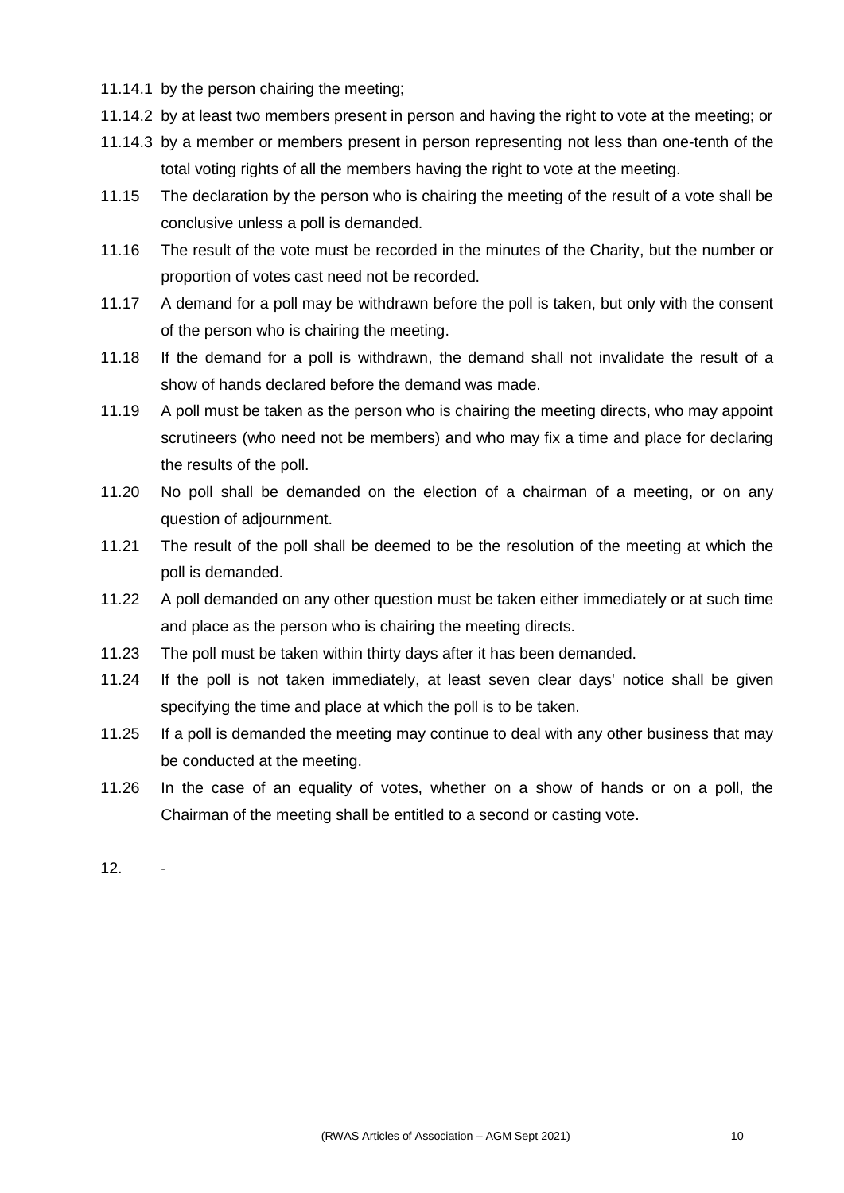11.14.1 by the person chairing the meeting;

11.14.2 by at least two members present in person and having the right to vote at the meeting; or

11.14.3 by a member or members present in person representing not less than one-tenth of the total voting rights of all the members having the right to vote at the meeting.

11.15 The declaration by the person who is chairing the meeting of the result of a vote shall be conclusive unless a poll is demanded.

11.16 The result of the vote must be recorded in the minutes of the Charity, but the number or proportion of votes cast need not be recorded.

11.17 A demand for a poll may be withdrawn before the poll is taken, but only with the consent of the person who is chairing the meeting.

11.18 If the demand for a poll is withdrawn, the demand shall not invalidate the result of a show of hands declared before the demand was made.

11.19 A poll must be taken as the person who is chairing the meeting directs, who may appoint scrutineers (who need not be members) and who may fix a time and place for declaring the results of the poll.

11.20 No poll shall be demanded on the election of a chairman of a meeting, or on any question of adjournment.

11.21 The result of the poll shall be deemed to be the resolution of the meeting at which the poll is demanded.

11.22 A poll demanded on any other question must be taken either immediately or at such time and place as the person who is chairing the meeting directs.

11.23 The poll must be taken within thirty days after it has been demanded.

11.24 If the poll is not taken immediately, at least seven clear days' notice shall be given specifying the time and place at which the poll is to be taken.

11.25 If a poll is demanded the meeting may continue to deal with any other business that may be conducted at the meeting.

11.26 In the case of an equality of votes, whether on a show of hands or on a poll, the Chairman of the meeting shall be entitled to a second or casting vote.

12. -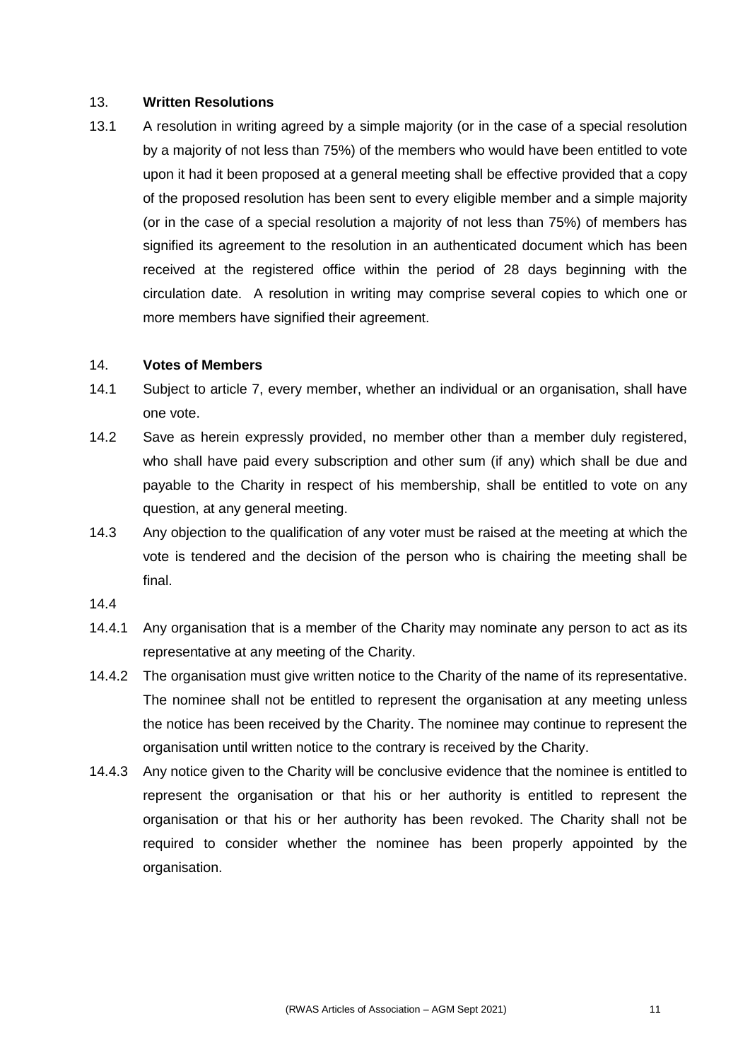## 13. Written Resolutions

13.1 A resolution in writing agreed by a simple majority (or in the case of a special resolution by a majority of not less than 75%) of the members who would have been entitled to vote upon it had it been proposed at a general meeting shall be effective provided that a copy of the proposed resolution has been sent to every eligible member and a simple majority (or in the case of a special resolution a majority of not less than 75%) of members has signified its agreement to the resolution in an authenticated document which has been received at the registered office within the period of 28 days beginning with the circulation date. A resolution in writing may comprise several copies to which one or more members have signified their agreement.

## 14. Votes of Members

14.1 Subject to article 7, every member, whether an individual or an organisation, shall have one vote.

14.2 Save as herein expressly provided, no member other than a member duly registered, who shall have paid every subscription and other sum (if any) which shall be due and payable to the Charity in respect of his membership, shall be entitled to vote on any question, at any general meeting.

14.3 Any objection to the qualification of any voter must be raised at the meeting at which the vote is tendered and the decision of the person who is chairing the meeting shall be final.

14.4

14.4.1 Any organisation that is a member of the Charity may nominate any person to act as its representative at any meeting of the Charity.

14.4.2 The organisation must give written notice to the Charity of the name of its representative. The nominee shall not be entitled to represent the organisation at any meeting unless the notice has been received by the Charity. The nominee may continue to represent the organisation until written notice to the contrary is received by the Charity.

14.4.3 Any notice given to the Charity will be conclusive evidence that the nominee is entitled to represent the organisation or that his or her authority is entitled to represent the organisation or that his or her authority has been revoked. The Charity shall not be required to consider whether the nominee has been properly appointed by the organisation.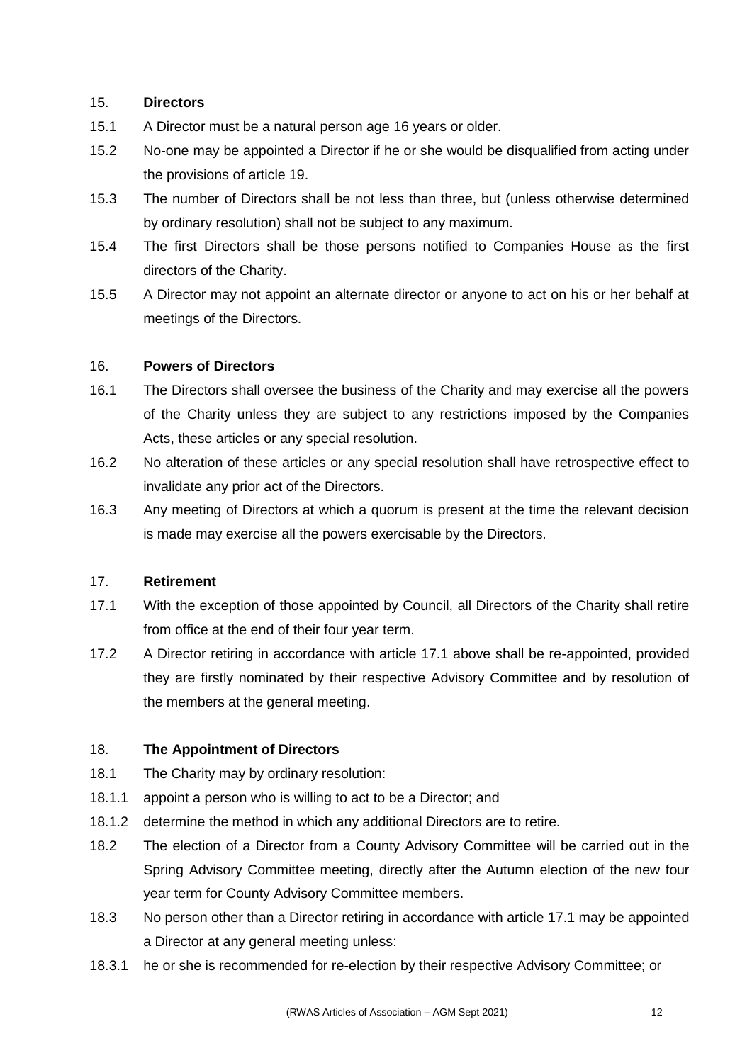15. **Directors**

15.1 A Director must be a natural person age 16 years or older.

15.2 No-one may be appointed a Director if he or she would be disqualified from acting under the provisions of article 19.

15.3 The number of Directors shall be not less than three, but (unless otherwise determined by ordinary resolution) shall not be subject to any maximum.

15.4 The first Directors shall be those persons notified to Companies House as the first directors of the Charity.

15.5 A Director may not appoint an alternate director or anyone to act on his or her behalf at meetings of the Directors.

16. **Powers of Directors**

16.1 The Directors shall oversee the business of the Charity and may exercise all the powers of the Charity unless they are subject to any restrictions imposed by the Companies Acts, these articles or any special resolution.

16.2 No alteration of these articles or any special resolution shall have retrospective effect to invalidate any prior act of the Directors.

16.3 Any meeting of Directors at which a quorum is present at the time the relevant decision is made may exercise all the powers exercisable by the Directors.

17. **Retirement**

17.1 With the exception of those appointed by Council, all Directors of the Charity shall retire from office at the end of their four year term.

17.2 A Director retiring in accordance with article 17.1 above shall be re-appointed, provided they are firstly nominated by their respective Advisory Committee and by resolution of the members at the general meeting.

18. **The Appointment of Directors**

18.1 The Charity may by ordinary resolution:

18.1.1 appoint a person who is willing to act to be a Director; and

18.1.2 determine the method in which any additional Directors are to retire.

18.2 The election of a Director from a County Advisory Committee will be carried out in the Spring Advisory Committee meeting, directly after the Autumn election of the new four year term for County Advisory Committee members.

18.3 No person other than a Director retiring in accordance with article 17.1 may be appointed a Director at any general meeting unless:

18.3.1 he or she is recommended for re-election by their respective Advisory Committee; or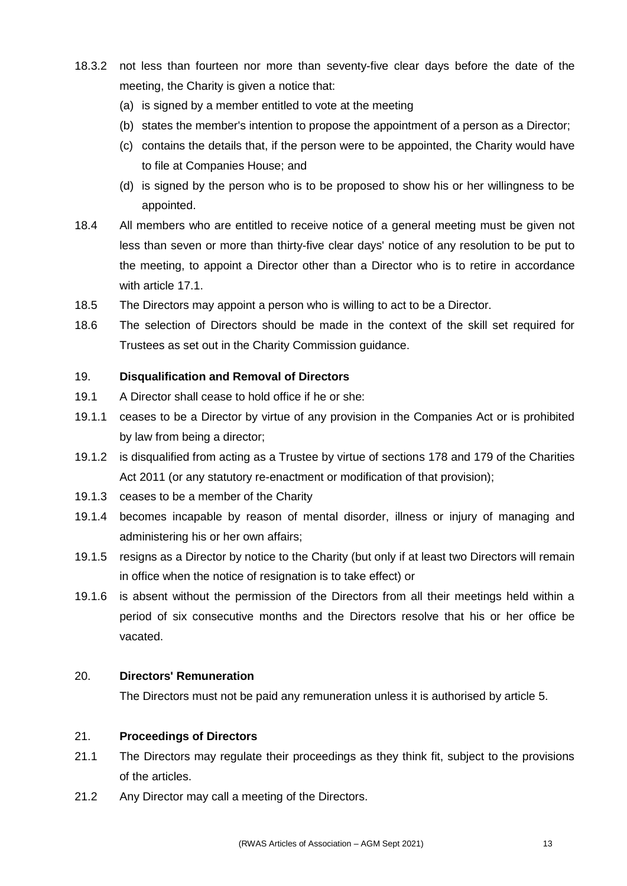18.3.2 not less than fourteen nor more than seventy-five clear days before the date of the meeting, the Charity is given a notice that:

(a) is signed by a member entitled to vote at the meeting

(b) states the member's intention to propose the appointment of a person as a Director;

(c) contains the details that, if the person were to be appointed, the Charity would have to file at Companies House; and

(d) is signed by the person who is to be proposed to show his or her willingness to be appointed.

18.4 All members who are entitled to receive notice of a general meeting must be given not less than seven or more than thirty-five clear days' notice of any resolution to be put to the meeting, to appoint a Director other than a Director who is to retire in accordance with article 17.1.

18.5 The Directors may appoint a person who is willing to act to be a Director.

18.6 The selection of Directors should be made in the context of the skill set required for Trustees as set out in the Charity Commission guidance.

## 19. Disqualification and Removal of Directors

19.1 A Director shall cease to hold office if he or she:

19.1.1 ceases to be a Director by virtue of any provision in the Companies Act or is prohibited by law from being a director;

19.1.2 is disqualified from acting as a Trustee by virtue of sections 178 and 179 of the Charities Act 2011 (or any statutory re-enactment or modification of that provision);

19.1.3 ceases to be a member of the Charity

19.1.4 becomes incapable by reason of mental disorder, illness or injury of managing and administering his or her own affairs;

19.1.5 resigns as a Director by notice to the Charity (but only if at least two Directors will remain in office when the notice of resignation is to take effect) or

19.1.6 is absent without the permission of the Directors from all their meetings held within a period of six consecutive months and the Directors resolve that his or her office be vacated.

## 20. Directors' Remuneration

The Directors must not be paid any remuneration unless it is authorised by article 5.

## 21. Proceedings of Directors

21.1 The Directors may regulate their proceedings as they think fit, subject to the provisions of the articles.

21.2 Any Director may call a meeting of the Directors.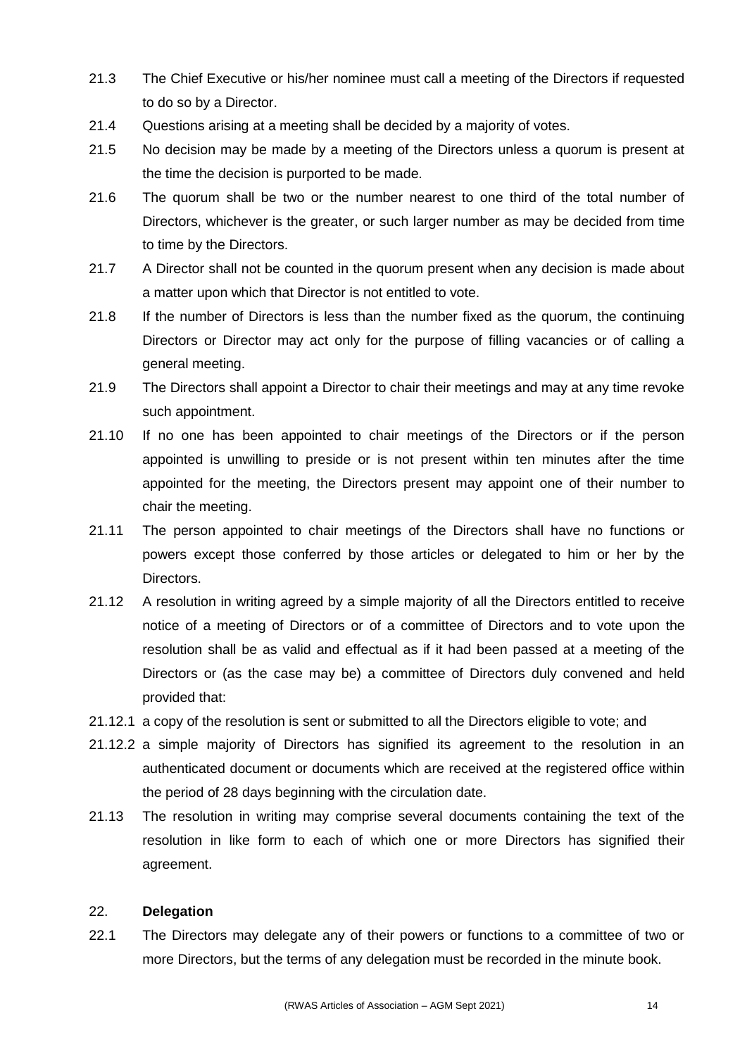21.3 The Chief Executive or his/her nominee must call a meeting of the Directors if requested to do so by a Director.

21.4 Questions arising at a meeting shall be decided by a majority of votes.

21.5 No decision may be made by a meeting of the Directors unless a quorum is present at the time the decision is purported to be made.

21.6 The quorum shall be two or the number nearest to one third of the total number of Directors, whichever is the greater, or such larger number as may be decided from time to time by the Directors.

21.7 A Director shall not be counted in the quorum present when any decision is made about a matter upon which that Director is not entitled to vote.

21.8 If the number of Directors is less than the number fixed as the quorum, the continuing Directors or Director may act only for the purpose of filling vacancies or of calling a general meeting.

21.9 The Directors shall appoint a Director to chair their meetings and may at any time revoke such appointment.

21.10 If no one has been appointed to chair meetings of the Directors or if the person appointed is unwilling to preside or is not present within ten minutes after the time appointed for the meeting, the Directors present may appoint one of their number to chair the meeting.

21.11 The person appointed to chair meetings of the Directors shall have no functions or powers except those conferred by those articles or delegated to him or her by the Directors.

21.12 A resolution in writing agreed by a simple majority of all the Directors entitled to receive notice of a meeting of Directors or of a committee of Directors and to vote upon the resolution shall be as valid and effectual as if it had been passed at a meeting of the Directors or (as the case may be) a committee of Directors duly convened and held provided that:

21.12.1 a copy of the resolution is sent or submitted to all the Directors eligible to vote; and

21.12.2 a simple majority of Directors has signified its agreement to the resolution in an authenticated document or documents which are received at the registered office within the period of 28 days beginning with the circulation date.

21.13 The resolution in writing may comprise several documents containing the text of the resolution in like form to each of which one or more Directors has signified their agreement.

## 22. **Delegation**

22.1 The Directors may delegate any of their powers or functions to a committee of two or more Directors, but the terms of any delegation must be recorded in the minute book.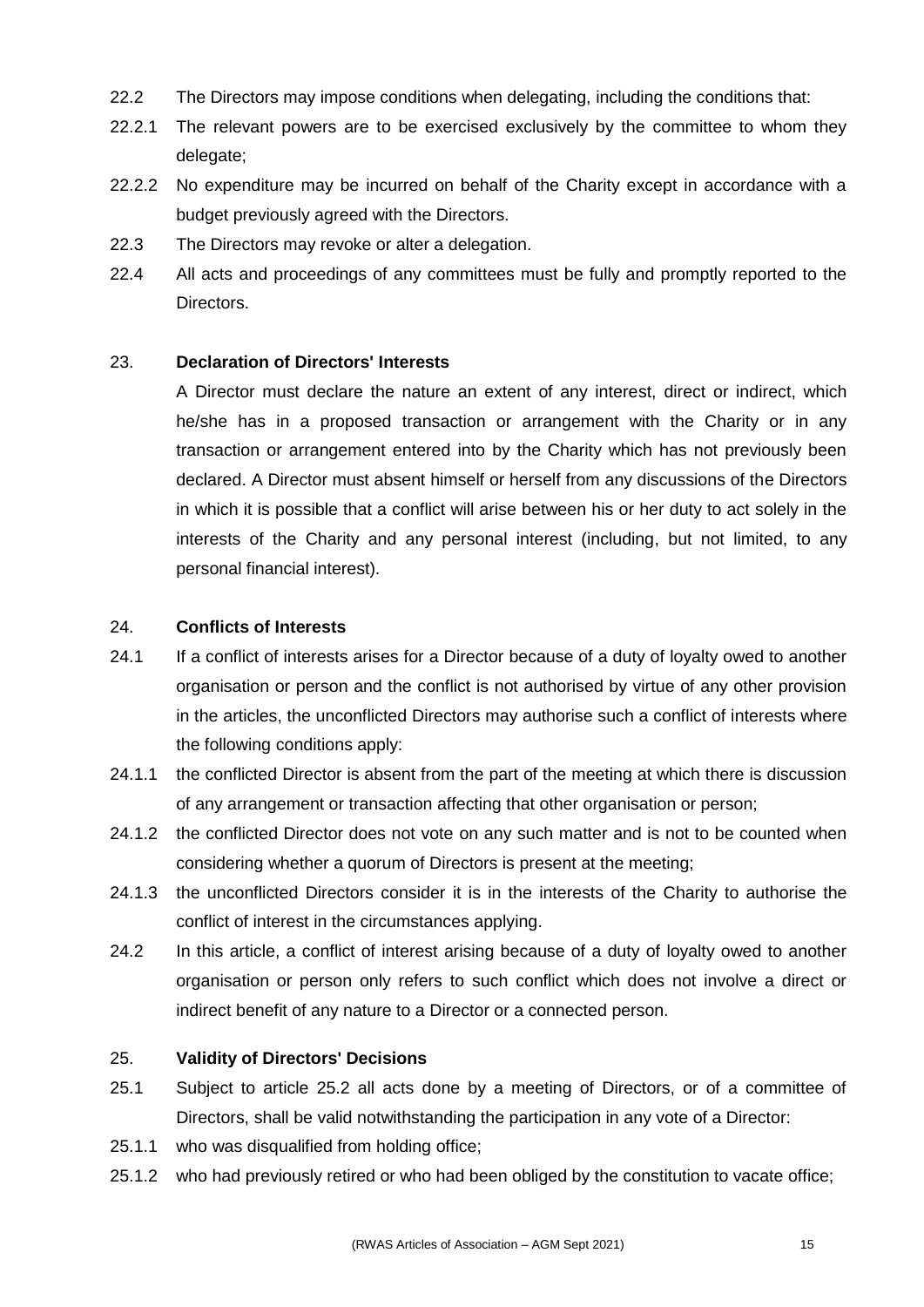22.2 The Directors may impose conditions when delegating, including the conditions that:

22.2.1 The relevant powers are to be exercised exclusively by the committee to whom they delegate;

22.2.2 No expenditure may be incurred on behalf of the Charity except in accordance with a budget previously agreed with the Directors.

22.3 The Directors may revoke or alter a delegation.

22.4 All acts and proceedings of any committees must be fully and promptly reported to the Directors.

## 23. Declaration of Directors' Interests

A Director must declare the nature an extent of any interest, direct or indirect, which he/she has in a proposed transaction or arrangement with the Charity or in any transaction or arrangement entered into by the Charity which has not previously been declared. A Director must absent himself or herself from any discussions of the Directors in which it is possible that a conflict will arise between his or her duty to act solely in the interests of the Charity and any personal interest (including, but not limited, to any personal financial interest).

## 24. Conflicts of Interests

24.1 If a conflict of interests arises for a Director because of a duty of loyalty owed to another organisation or person and the conflict is not authorised by virtue of any other provision in the articles, the unconflicted Directors may authorise such a conflict of interests where the following conditions apply:

24.1.1 the conflicted Director is absent from the part of the meeting at which there is discussion of any arrangement or transaction affecting that other organisation or person;

24.1.2 the conflicted Director does not vote on any such matter and is not to be counted when considering whether a quorum of Directors is present at the meeting;

24.1.3 the unconflicted Directors consider it is in the interests of the Charity to authorise the conflict of interest in the circumstances applying.

24.2 In this article, a conflict of interest arising because of a duty of loyalty owed to another organisation or person only refers to such conflict which does not involve a direct or indirect benefit of any nature to a Director or a connected person.

## 25. Validity of Directors' Decisions

25.1 Subject to article 25.2 all acts done by a meeting of Directors, or of a committee of Directors, shall be valid notwithstanding the participation in any vote of a Director:

25.1.1 who was disqualified from holding office;

25.1.2 who had previously retired or who had been obliged by the constitution to vacate office;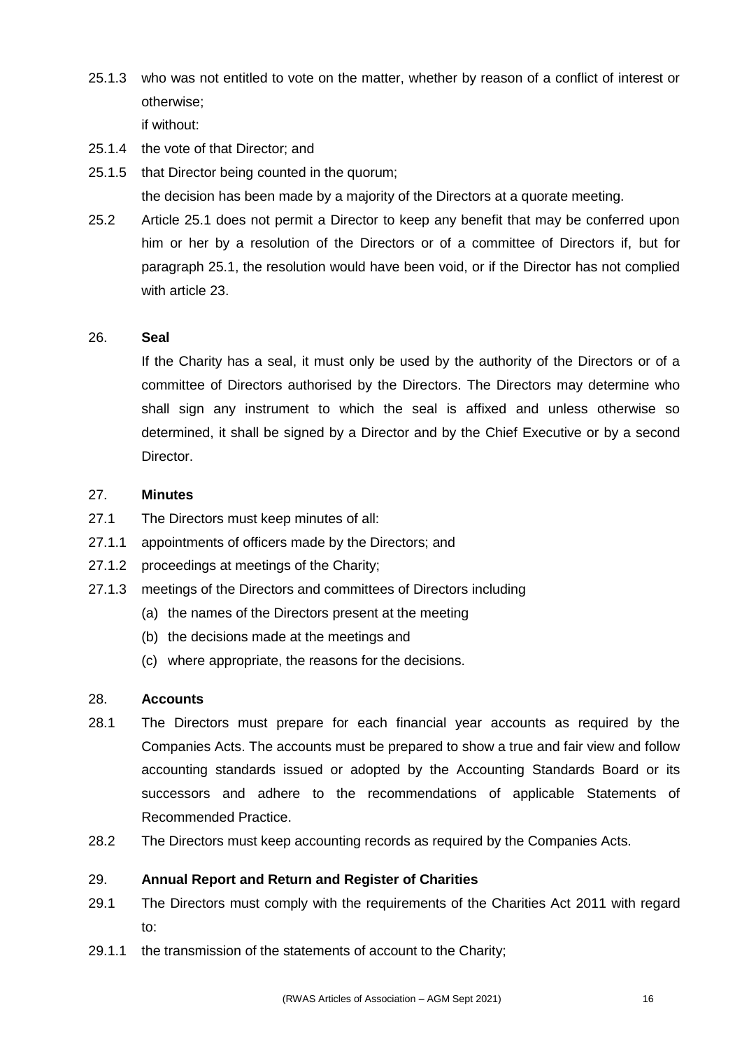25.1.3 who was not entitled to vote on the matter, whether by reason of a conflict of interest or otherwise;

if without:

25.1.4 the vote of that Director; and

25.1.5 that Director being counted in the quorum;

the decision has been made by a majority of the Directors at a quorate meeting.

25.2 Article 25.1 does not permit a Director to keep any benefit that may be conferred upon him or her by a resolution of the Directors or of a committee of Directors if, but for paragraph 25.1, the resolution would have been void, or if the Director has not complied with article 23.

## 26. **Seal**

If the Charity has a seal, it must only be used by the authority of the Directors or of a committee of Directors authorised by the Directors. The Directors may determine who shall sign any instrument to which the seal is affixed and unless otherwise so determined, it shall be signed by a Director and by the Chief Executive or by a second Director.

## 27. **Minutes**

27.1 The Directors must keep minutes of all:

27.1.1 appointments of officers made by the Directors; and

27.1.2 proceedings at meetings of the Charity;

27.1.3 meetings of the Directors and committees of Directors including

(a) the names of the Directors present at the meeting

(b) the decisions made at the meetings and

(c) where appropriate, the reasons for the decisions.

## 28. **Accounts**

28.1 The Directors must prepare for each financial year accounts as required by the Companies Acts. The accounts must be prepared to show a true and fair view and follow accounting standards issued or adopted by the Accounting Standards Board or its successors and adhere to the recommendations of applicable Statements of Recommended Practice.

28.2 The Directors must keep accounting records as required by the Companies Acts.

## 29. **Annual Report and Return and Register of Charities**

29.1 The Directors must comply with the requirements of the Charities Act 2011 with regard to:

29.1.1 the transmission of the statements of account to the Charity;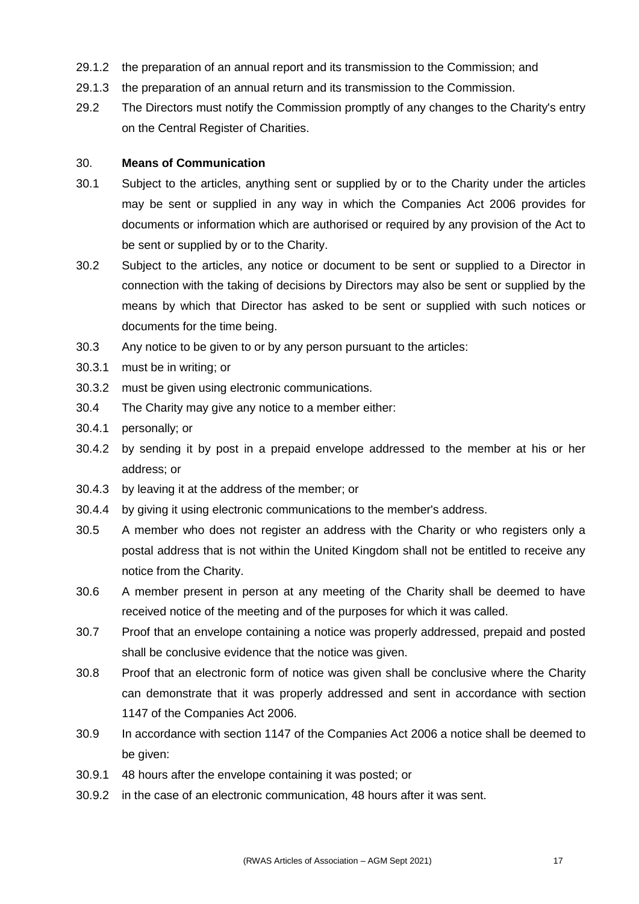29.1.2 the preparation of an annual report and its transmission to the Commission; and

29.1.3 the preparation of an annual return and its transmission to the Commission.

29.2 The Directors must notify the Commission promptly of any changes to the Charity's entry on the Central Register of Charities.

30. **Means of Communication**

30.1 Subject to the articles, anything sent or supplied by or to the Charity under the articles may be sent or supplied in any way in which the Companies Act 2006 provides for documents or information which are authorised or required by any provision of the Act to be sent or supplied by or to the Charity.

30.2 Subject to the articles, any notice or document to be sent or supplied to a Director in connection with the taking of decisions by Directors may also be sent or supplied by the means by which that Director has asked to be sent or supplied with such notices or documents for the time being.

30.3 Any notice to be given to or by any person pursuant to the articles:

30.3.1 must be in writing; or

30.3.2 must be given using electronic communications.

30.4 The Charity may give any notice to a member either:

30.4.1 personally; or

30.4.2 by sending it by post in a prepaid envelope addressed to the member at his or her address; or

30.4.3 by leaving it at the address of the member; or

30.4.4 by giving it using electronic communications to the member's address.

30.5 A member who does not register an address with the Charity or who registers only a postal address that is not within the United Kingdom shall not be entitled to receive any notice from the Charity.

30.6 A member present in person at any meeting of the Charity shall be deemed to have received notice of the meeting and of the purposes for which it was called.

30.7 Proof that an envelope containing a notice was properly addressed, prepaid and posted shall be conclusive evidence that the notice was given.

30.8 Proof that an electronic form of notice was given shall be conclusive where the Charity can demonstrate that it was properly addressed and sent in accordance with section 1147 of the Companies Act 2006.

30.9 In accordance with section 1147 of the Companies Act 2006 a notice shall be deemed to be given:

30.9.1 48 hours after the envelope containing it was posted; or

30.9.2 in the case of an electronic communication, 48 hours after it was sent.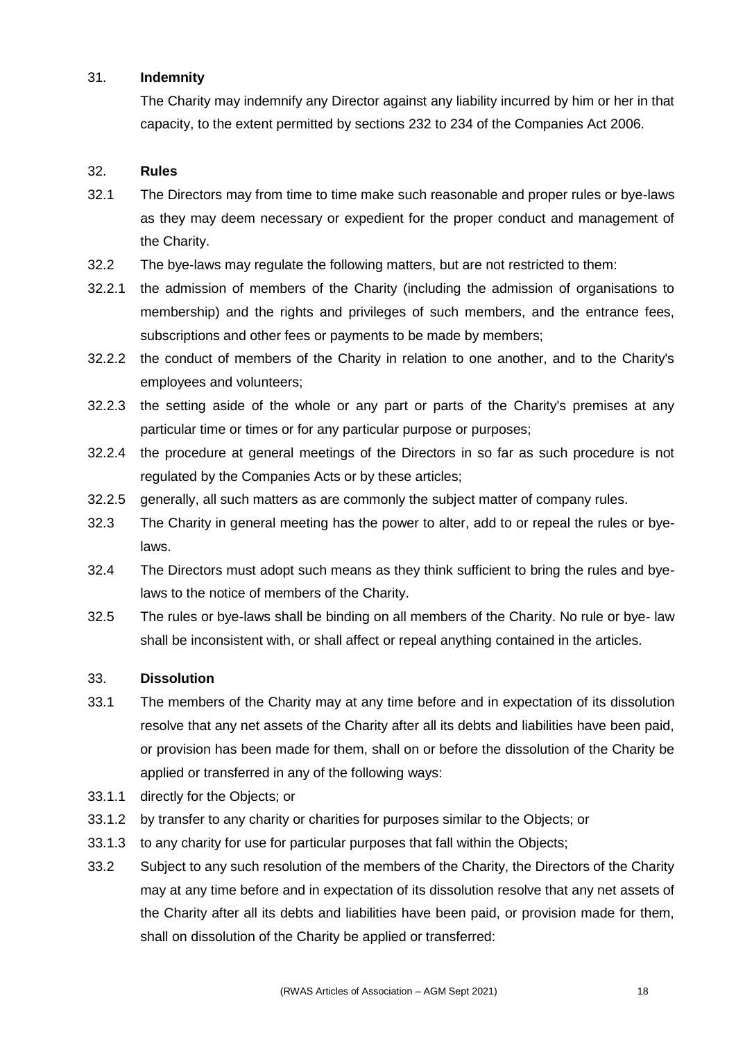## 31. Indemnity

The Charity may indemnify any Director against any liability incurred by him or her in that capacity, to the extent permitted by sections 232 to 234 of the Companies Act 2006.

## 32. Rules

32.1 The Directors may from time to time make such reasonable and proper rules or bye-laws as they may deem necessary or expedient for the proper conduct and management of the Charity.

32.2 The bye-laws may regulate the following matters, but are not restricted to them:

32.2.1 the admission of members of the Charity (including the admission of organisations to membership) and the rights and privileges of such members, and the entrance fees, subscriptions and other fees or payments to be made by members;

32.2.2 the conduct of members of the Charity in relation to one another, and to the Charity's employees and volunteers;

32.2.3 the setting aside of the whole or any part or parts of the Charity's premises at any particular time or times or for any particular purpose or purposes;

32.2.4 the procedure at general meetings of the Directors in so far as such procedure is not regulated by the Companies Acts or by these articles;

32.2.5 generally, all such matters as are commonly the subject matter of company rules.

32.3 The Charity in general meeting has the power to alter, add to or repeal the rules or bye-laws.

32.4 The Directors must adopt such means as they think sufficient to bring the rules and bye-laws to the notice of members of the Charity.

32.5 The rules or bye-laws shall be binding on all members of the Charity. No rule or bye- law shall be inconsistent with, or shall affect or repeal anything contained in the articles.

## 33. Dissolution

33.1 The members of the Charity may at any time before and in expectation of its dissolution resolve that any net assets of the Charity after all its debts and liabilities have been paid, or provision has been made for them, shall on or before the dissolution of the Charity be applied or transferred in any of the following ways:

33.1.1 directly for the Objects; or

33.1.2 by transfer to any charity or charities for purposes similar to the Objects; or

33.1.3 to any charity for use for particular purposes that fall within the Objects;

33.2 Subject to any such resolution of the members of the Charity, the Directors of the Charity may at any time before and in expectation of its dissolution resolve that any net assets of the Charity after all its debts and liabilities have been paid, or provision made for them, shall on dissolution of the Charity be applied or transferred: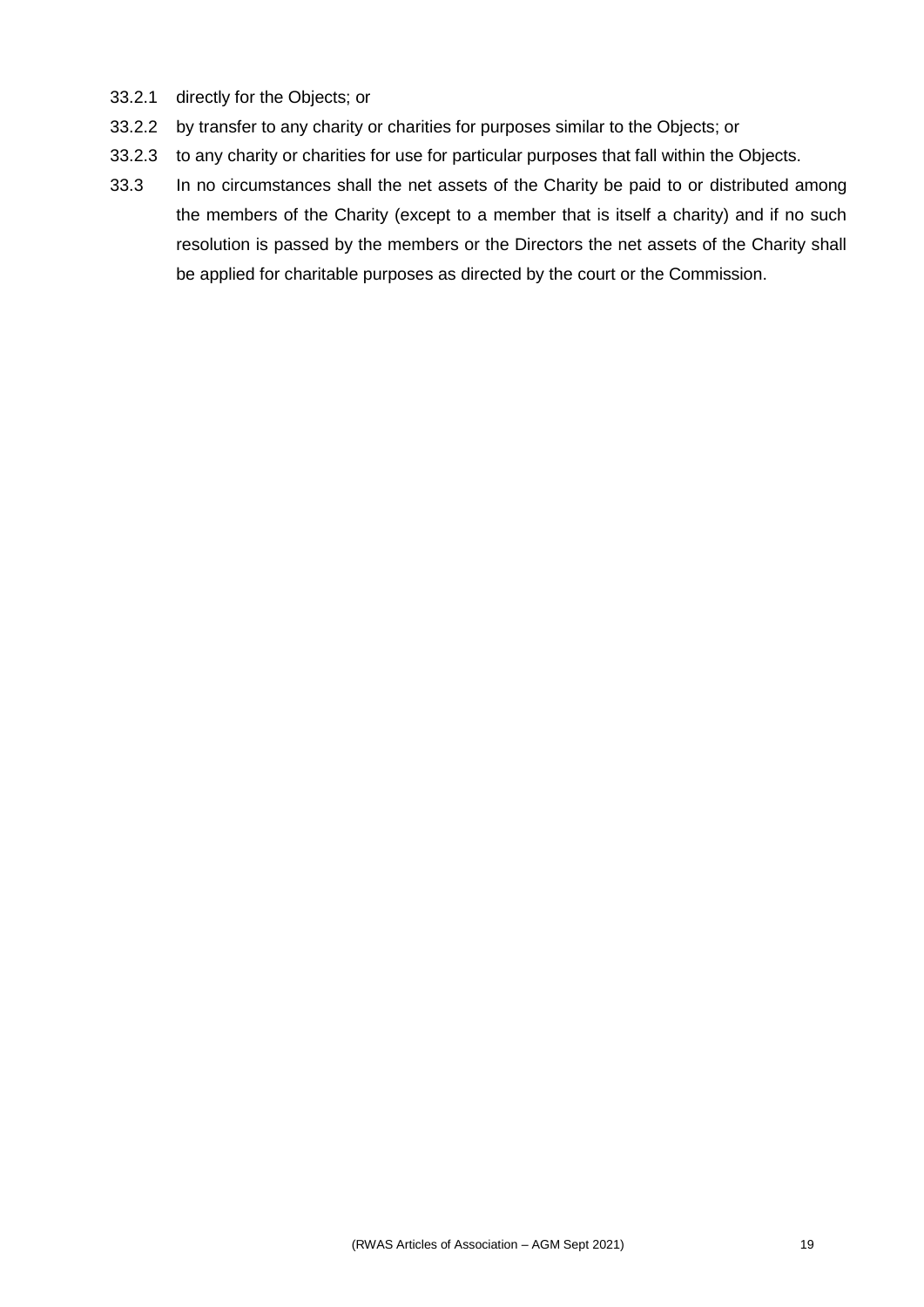33.2.1 directly for the Objects; or

33.2.2 by transfer to any charity or charities for purposes similar to the Objects; or

33.2.3 to any charity or charities for use for particular purposes that fall within the Objects.

33.3 In no circumstances shall the net assets of the Charity be paid to or distributed among the members of the Charity (except to a member that is itself a charity) and if no such resolution is passed by the members or the Directors the net assets of the Charity shall be applied for charitable purposes as directed by the court or the Commission.